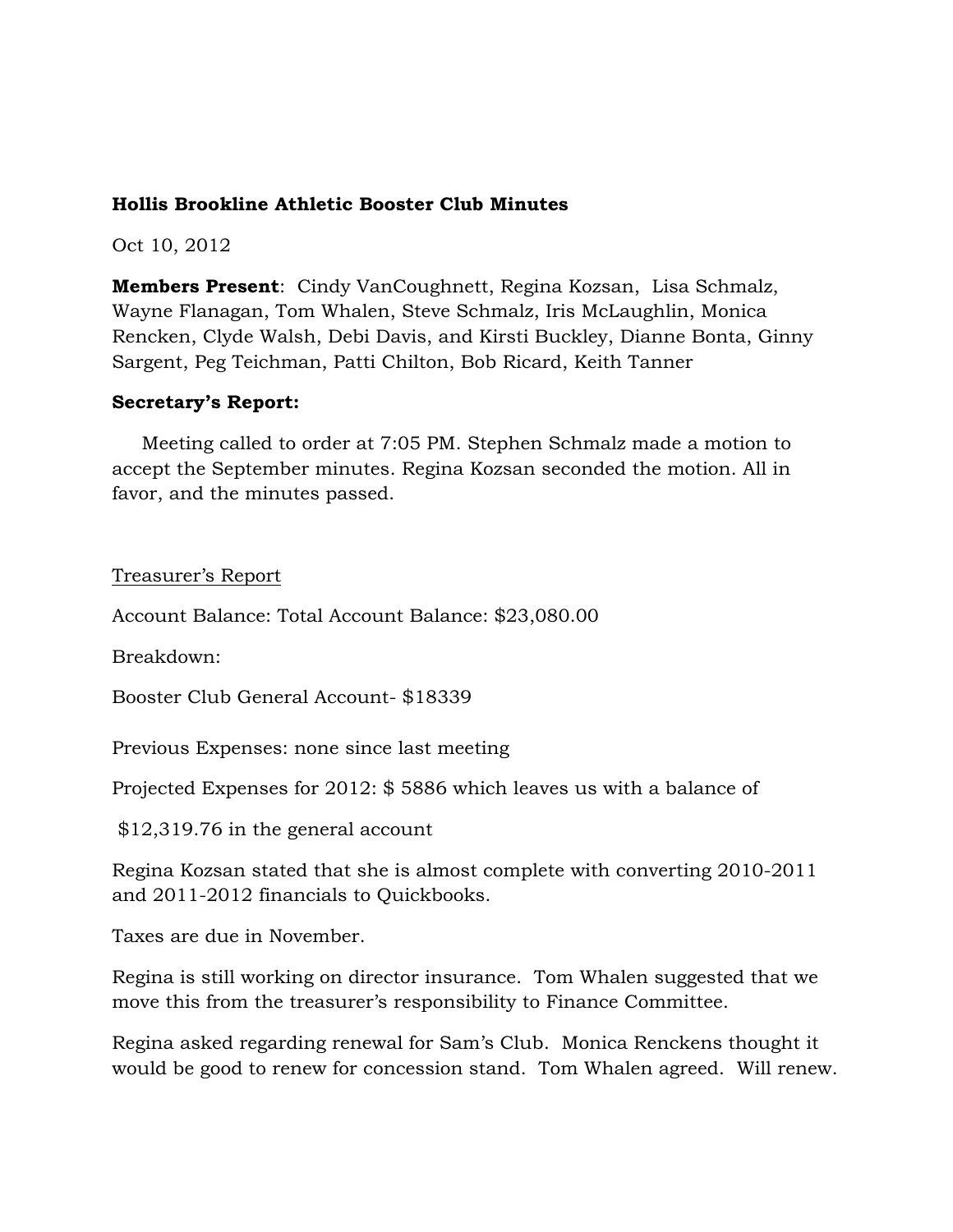**Hollis Brookline Athletic Booster Club Minutes**

Oct 10, 2012

**Members Present**: Cindy VanCoughnett, Regina Kozsan, Lisa Schmalz, Wayne Flanagan, Tom Whalen, Steve Schmalz, Iris McLaughlin, Monica Rencken, Clyde Walsh, Debi Davis, and Kirsti Buckley, Dianne Bonta, Ginny Sargent, Peg Teichman, Patti Chilton, Bob Ricard, Keith Tanner

**Secretary's Report:**

Meeting called to order at 7:05 PM. Stephen Schmalz made a motion to accept the September minutes. Regina Kozsan seconded the motion. All in favor, and the minutes passed.

Treasurer's Report

Account Balance: Total Account Balance: $23,080.00

Breakdown:

Booster Club General Account- $18339

Previous Expenses: none since last meeting

Projected Expenses for 2012: $ 5886 which leaves us with a balance of

$12,319.76 in the general account

Regina Kozsan stated that she is almost complete with converting 2010-2011 and 2011-2012 financials to Quickbooks.

Taxes are due in November.

Regina is still working on director insurance. Tom Whalen suggested that we move this from the treasurer's responsibility to Finance Committee.

Regina asked regarding renewal for Sam's Club. Monica Renckens thought it would be good to renew for concession stand. Tom Whalen agreed. Will renew.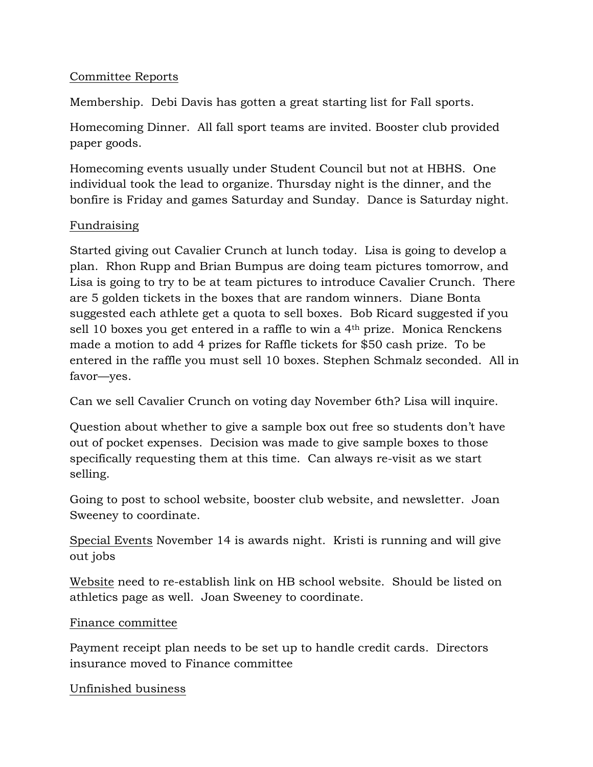Committee Reports

Membership. Debi Davis has gotten a great starting list for Fall sports.

Homecoming Dinner. All fall sport teams are invited. Booster club provided paper goods.

Homecoming events usually under Student Council but not at HBHS. One individual took the lead to organize. Thursday night is the dinner, and the bonfire is Friday and games Saturday and Sunday. Dance is Saturday night.

Fundraising

Started giving out Cavalier Crunch at lunch today. Lisa is going to develop a plan. Rhon Rupp and Brian Bumpus are doing team pictures tomorrow, and Lisa is going to try to be at team pictures to introduce Cavalier Crunch. There are 5 golden tickets in the boxes that are random winners. Diane Bonta suggested each athlete get a quota to sell boxes. Bob Ricard suggested if you sell 10 boxes you get entered in a raffle to win a 4th prize. Monica Renckens made a motion to add 4 prizes for Raffle tickets for $50 cash prize. To be entered in the raffle you must sell 10 boxes. Stephen Schmalz seconded. All in favor—yes.

Can we sell Cavalier Crunch on voting day November 6th? Lisa will inquire.

Question about whether to give a sample box out free so students don't have out of pocket expenses. Decision was made to give sample boxes to those specifically requesting them at this time. Can always re-visit as we start selling.

Going to post to school website, booster club website, and newsletter. Joan Sweeney to coordinate.

Special Events November 14 is awards night. Kristi is running and will give out jobs

Website need to re-establish link on HB school website. Should be listed on athletics page as well. Joan Sweeney to coordinate.

Finance committee

Payment receipt plan needs to be set up to handle credit cards. Directors insurance moved to Finance committee

Unfinished business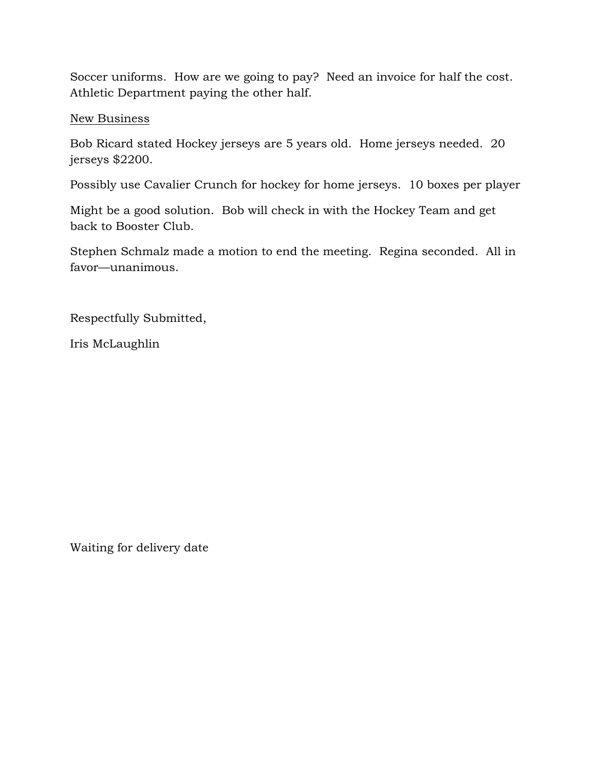Soccer uniforms. How are we going to pay? Need an invoice for half the cost. Athletic Department paying the other half.

<u>New Business</u>

Bob Ricard stated Hockey jerseys are 5 years old. Home jerseys needed. 20 jerseys $2200.

Possibly use Cavalier Crunch for hockey for home jerseys. 10 boxes per player

Might be a good solution. Bob will check in with the Hockey Team and get back to Booster Club.

Stephen Schmalz made a motion to end the meeting. Regina seconded. All in favor—unanimous.

Respectfully Submitted,

Iris McLaughlin

Waiting for delivery date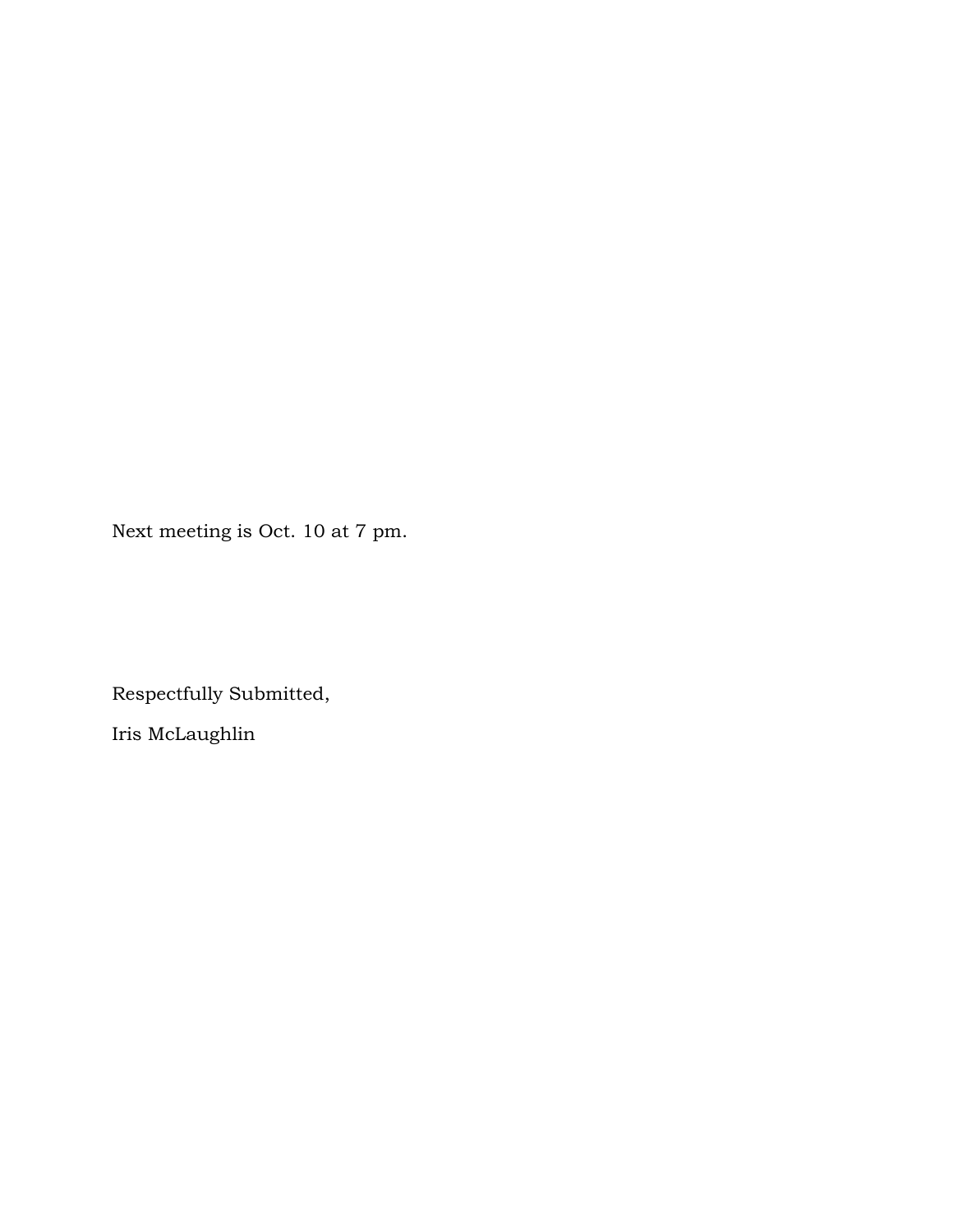Next meeting is Oct. 10 at 7 pm.

Respectfully Submitted,

Iris McLaughlin